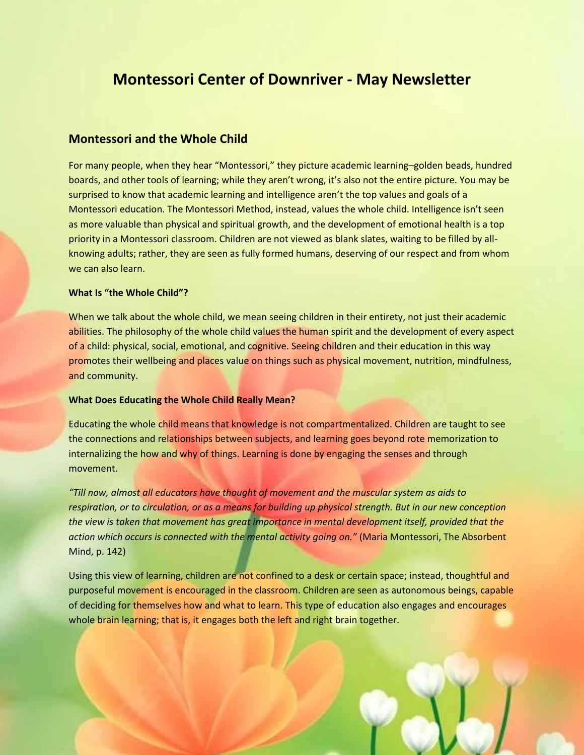# Montessori Center of Downriver - May Newsletter

## Montessori and the Whole Child

For many people, when they hear "Montessori," they picture academic learning–golden beads, hundred boards, and other tools of learning; while they aren't wrong, it's also not the entire picture. You may be surprised to know that academic learning and intelligence aren't the top values and goals of a Montessori education. The Montessori Method, instead, values the whole child. Intelligence isn't seen as more valuable than physical and spiritual growth, and the development of emotional health is a top priority in a Montessori classroom. Children are not viewed as blank slates, waiting to be filled by all-knowing adults; rather, they are seen as fully formed humans, deserving of our respect and from whom we can also learn.

**What Is "the Whole Child"?**

When we talk about the whole child, we mean seeing children in their entirety, not just their academic abilities. The philosophy of the whole child values the human spirit and the development of every aspect of a child: physical, social, emotional, and cognitive. Seeing children and their education in this way promotes their wellbeing and places value on things such as physical movement, nutrition, mindfulness, and community.

**What Does Educating the Whole Child Really Mean?**

Educating the whole child means that knowledge is not compartmentalized. Children are taught to see the connections and relationships between subjects, and learning goes beyond rote memorization to internalizing the how and why of things. Learning is done by engaging the senses and through movement.

*"Till now, almost all educators have thought of movement and the muscular system as aids to respiration, or to circulation, or as a means for building up physical strength. But in our new conception the view is taken that movement has great importance in mental development itself, provided that the action which occurs is connected with the mental activity going on."* (Maria Montessori, The Absorbent Mind, p. 142)

Using this view of learning, children are not confined to a desk or certain space; instead, thoughtful and purposeful movement is encouraged in the classroom. Children are seen as autonomous beings, capable of deciding for themselves how and what to learn. This type of education also engages and encourages whole brain learning; that is, it engages both the left and right brain together.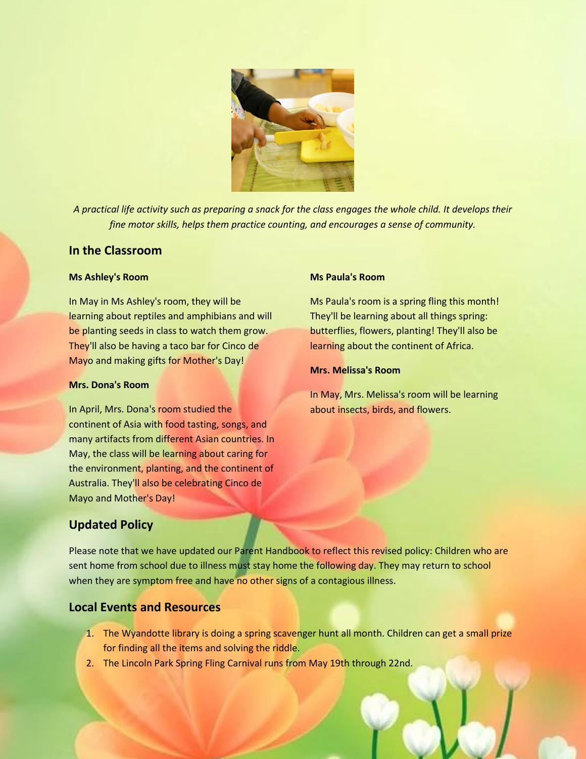*A practical life activity such as preparing a snack for the class engages the whole child. It develops their fine motor skills, helps them practice counting, and encourages a sense of community.*

## In the Classroom

**Ms Ashley's Room**

In May in Ms Ashley's room, they will be learning about reptiles and amphibians and will be planting seeds in class to watch them grow. They'll also be having a taco bar for Cinco de Mayo and making gifts for Mother's Day!

**Mrs. Dona's Room**

In April, Mrs. Dona's room studied the continent of Asia with food tasting, songs, and many artifacts from different Asian countries. In May, the class will be learning about caring for the environment, planting, and the continent of Australia. They'll also be celebrating Cinco de Mayo and Mother's Day!

**Ms Paula's Room**

Ms Paula's room is a spring fling this month! They'll be learning about all things spring: butterflies, flowers, planting! They'll also be learning about the continent of Africa.

**Mrs. Melissa's Room**

In May, Mrs. Melissa's room will be learning about insects, birds, and flowers.

## Updated Policy

Please note that we have updated our Parent Handbook to reflect this revised policy: Children who are sent home from school due to illness must stay home the following day. They may return to school when they are symptom free and have no other signs of a contagious illness.

## Local Events and Resources

1. The Wyandotte library is doing a spring scavenger hunt all month. Children can get a small prize for finding all the items and solving the riddle.
2. The Lincoln Park Spring Fling Carnival runs from May 19th through 22nd.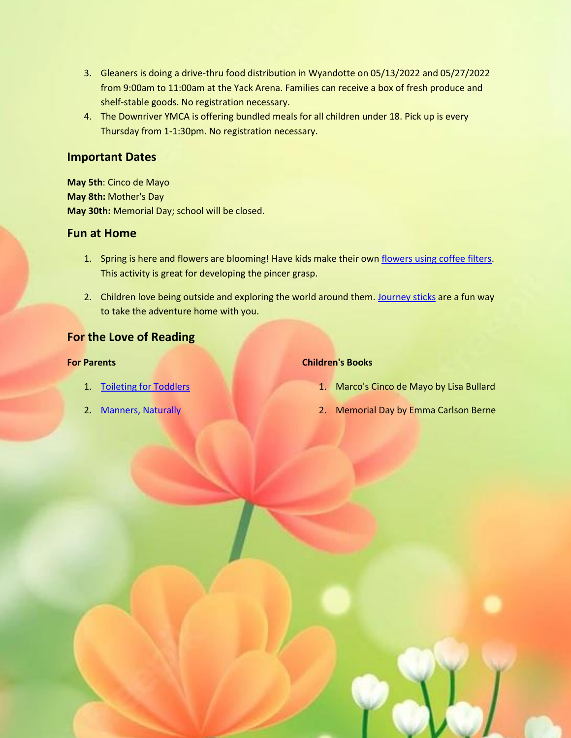3. Gleaners is doing a drive-thru food distribution in Wyandotte on 05/13/2022 and 05/27/2022 from 9:00am to 11:00am at the Yack Arena. Families can receive a box of fresh produce and shelf-stable goods. No registration necessary.
4. The Downriver YMCA is offering bundled meals for all children under 18. Pick up is every Thursday from 1-1:30pm. No registration necessary.

## Important Dates

**May 5th**: Cinco de Mayo
**May 8th:** Mother's Day
**May 30th:** Memorial Day; school will be closed.

## Fun at Home

1. Spring is here and flowers are blooming! Have kids make their own flowers using coffee filters. This activity is great for developing the pincer grasp.
2. Children love being outside and exploring the world around them. Journey sticks are a fun way to take the adventure home with you.

## For the Love of Reading

**For Parents**

1. Toileting for Toddlers
2. Manners, Naturally

**Children's Books**

1. Marco's Cinco de Mayo by Lisa Bullard
2. Memorial Day by Emma Carlson Berne